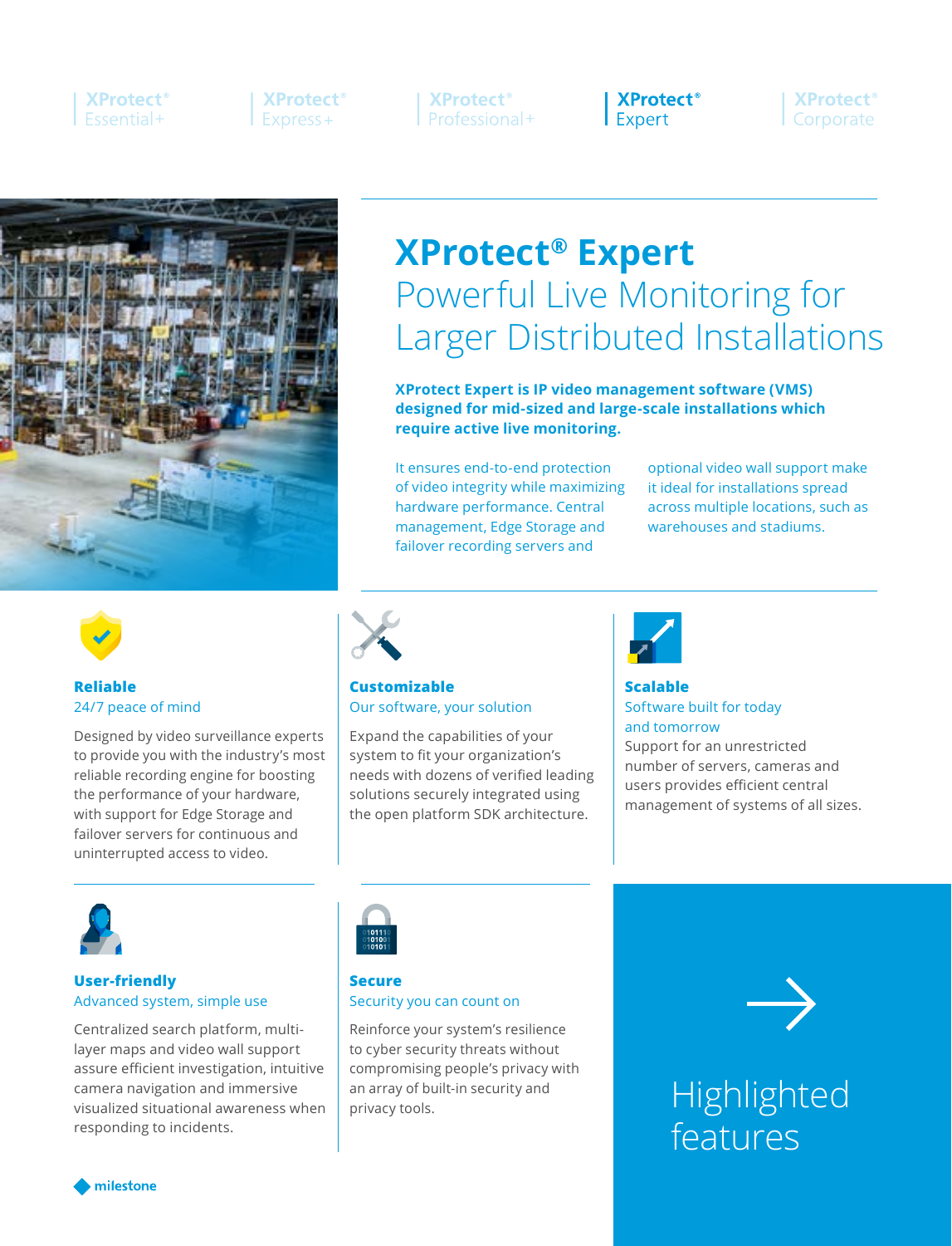XProtect® Essential+ | XProtect® Express+ | XProtect® Professional+ | **XProtect® Expert** | XProtect® Corporate

# XProtect® Expert

## Powerful Live Monitoring for Larger Distributed Installations

**XProtect Expert is IP video management software (VMS) designed for mid-sized and large-scale installations which require active live monitoring.**

It ensures end-to-end protection of video integrity while maximizing hardware performance. Central management, Edge Storage and failover recording servers and optional video wall support make it ideal for installations spread across multiple locations, such as warehouses and stadiums.

### Reliable

24/7 peace of mind

Designed by video surveillance experts to provide you with the industry's most reliable recording engine for boosting the performance of your hardware, with support for Edge Storage and failover servers for continuous and uninterrupted access to video.

### Customizable

Our software, your solution

Expand the capabilities of your system to fit your organization's needs with dozens of verified leading solutions securely integrated using the open platform SDK architecture.

### Scalable

Software built for today and tomorrow

Support for an unrestricted number of servers, cameras and users provides efficient central management of systems of all sizes.

### User-friendly

Advanced system, simple use

Centralized search platform, multi-layer maps and video wall support assure efficient investigation, intuitive camera navigation and immersive visualized situational awareness when responding to incidents.

### Secure

Security you can count on

Reinforce your system's resilience to cyber security threats without compromising people's privacy with an array of built-in security and privacy tools.

→ Highlighted features

milestone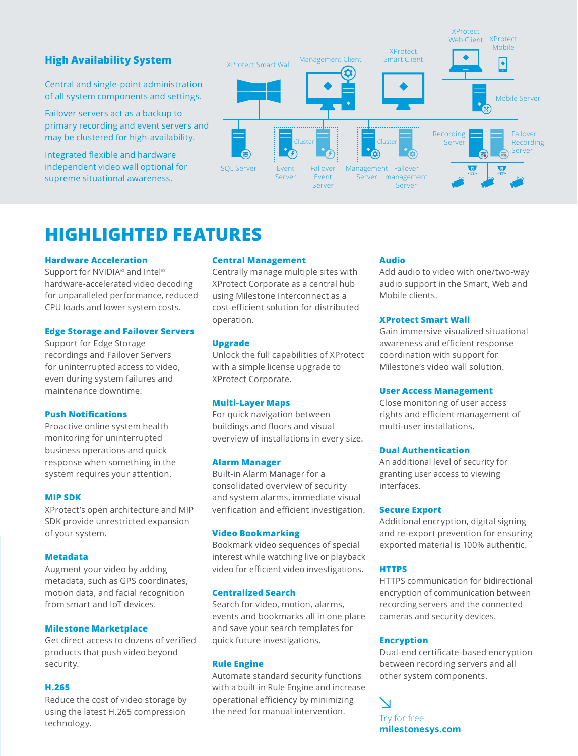## High Availability System

Central and single-point administration of all system components and settings.

Failover servers act as a backup to primary recording and event servers and may be clustered for high-availability.

Integrated flexible and hardware independent video wall optional for supreme situational awareness.

XProtect Smart Wall
Management Client
XProtect Smart Client
XProtect Web Client
XProtect Mobile
Mobile Server
SQL Server
Cluster
Event Server
Failover Event Server
Cluster
Management Server
Failover management Server
Recording Server
Failover Recording Server

# HIGHLIGHTED FEATURES

### Hardware Acceleration
Support for NVIDIA© and Intel© hardware-accelerated video decoding for unparalleled performance, reduced CPU loads and lower system costs.

### Edge Storage and Failover Servers
Support for Edge Storage recordings and Failover Servers for uninterrupted access to video, even during system failures and maintenance downtime.

### Push Notifications
Proactive online system health monitoring for uninterrupted business operations and quick response when something in the system requires your attention.

### MIP SDK
XProtect's open architecture and MIP SDK provide unrestricted expansion of your system.

### Metadata
Augment your video by adding metadata, such as GPS coordinates, motion data, and facial recognition from smart and IoT devices.

### Milestone Marketplace
Get direct access to dozens of verified products that push video beyond security.

### H.265
Reduce the cost of video storage by using the latest H.265 compression technology.

### Central Management
Centrally manage multiple sites with XProtect Corporate as a central hub using Milestone Interconnect as a cost-efficient solution for distributed operation.

### Upgrade
Unlock the full capabilities of XProtect with a simple license upgrade to XProtect Corporate.

### Multi-Layer Maps
For quick navigation between buildings and floors and visual overview of installations in every size.

### Alarm Manager
Built-in Alarm Manager for a consolidated overview of security and system alarms, immediate visual verification and efficient investigation.

### Video Bookmarking
Bookmark video sequences of special interest while watching live or playback video for efficient video investigations.

### Centralized Search
Search for video, motion, alarms, events and bookmarks all in one place and save your search templates for quick future investigations.

### Rule Engine
Automate standard security functions with a built-in Rule Engine and increase operational efficiency by minimizing the need for manual intervention.

### Audio
Add audio to video with one/two-way audio support in the Smart, Web and Mobile clients.

### XProtect Smart Wall
Gain immersive visualized situational awareness and efficient response coordination with support for Milestone's video wall solution.

### User Access Management
Close monitoring of user access rights and efficient management of multi-user installations.

### Dual Authentication
An additional level of security for granting user access to viewing interfaces.

### Secure Export
Additional encryption, digital signing and re-export prevention for ensuring exported material is 100% authentic.

### HTTPS
HTTPS communication for bidirectional encryption of communication between recording servers and the connected cameras and security devices.

### Encryption
Dual-end certificate-based encryption between recording servers and all other system components.

↘

Try for free:
**milestonesys.com**